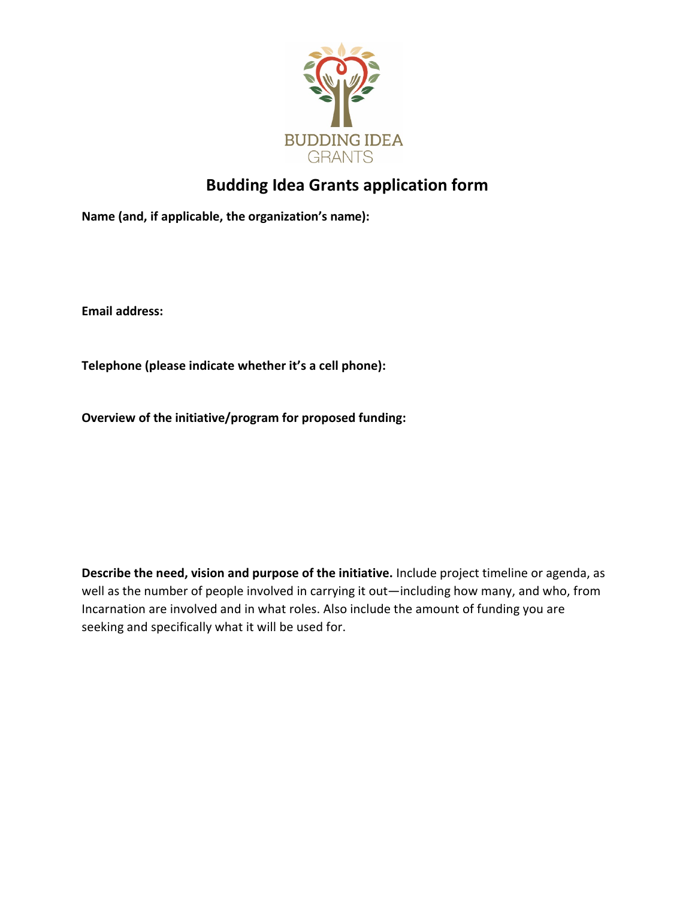BUDDING IDEA
GRANTS

# Budding Idea Grants application form

**Name (and, if applicable, the organization's name):**

**Email address:**

**Telephone (please indicate whether it's a cell phone):**

**Overview of the initiative/program for proposed funding:**

**Describe the need, vision and purpose of the initiative.** Include project timeline or agenda, as well as the number of people involved in carrying it out—including how many, and who, from Incarnation are involved and in what roles. Also include the amount of funding you are seeking and specifically what it will be used for.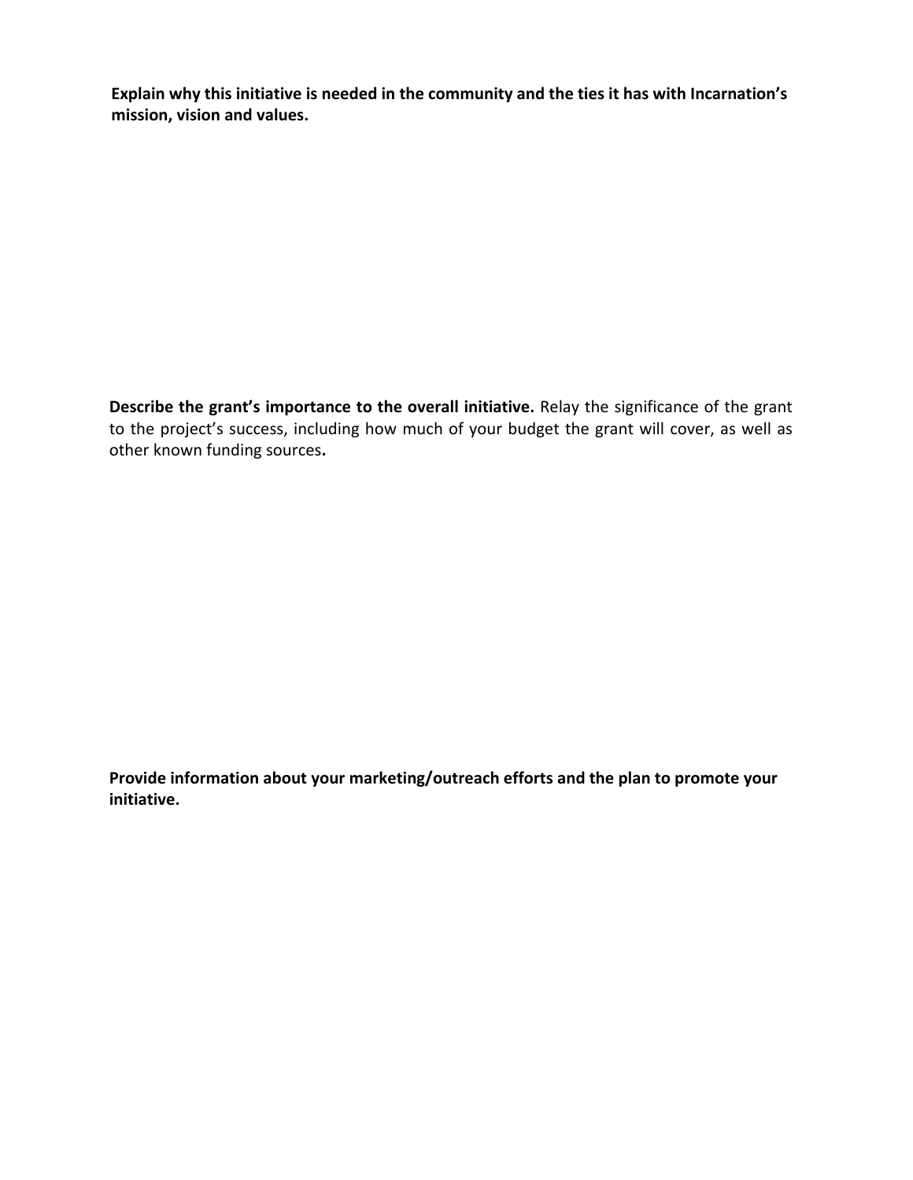**Explain why this initiative is needed in the community and the ties it has with Incarnation's mission, vision and values.**

**Describe the grant's importance to the overall initiative.** Relay the significance of the grant to the project's success, including how much of your budget the grant will cover, as well as other known funding sources**.**

**Provide information about your marketing/outreach efforts and the plan to promote your initiative.**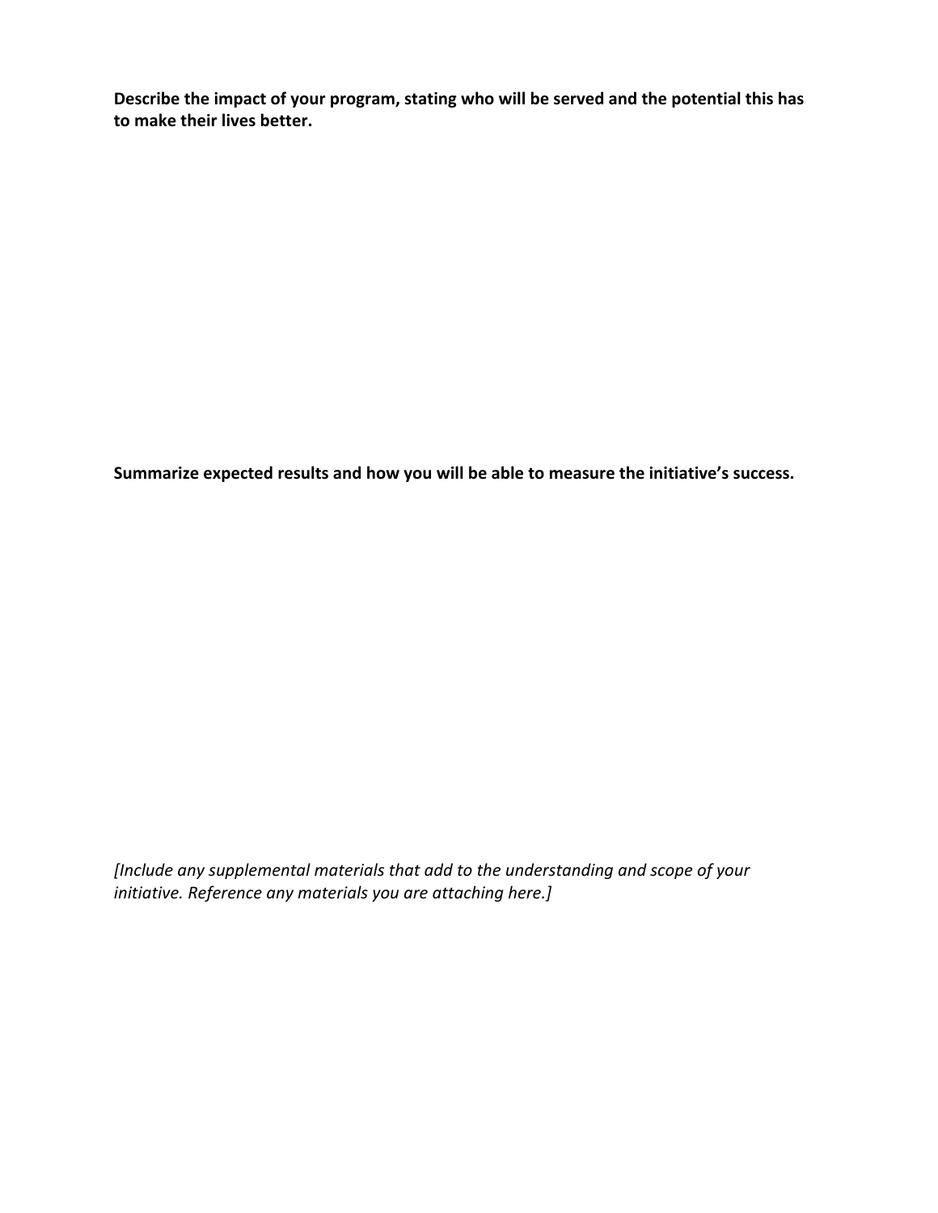**Describe the impact of your program, stating who will be served and the potential this has to make their lives better.**

**Summarize expected results and how you will be able to measure the initiative's success.**

*[Include any supplemental materials that add to the understanding and scope of your initiative. Reference any materials you are attaching here.]*